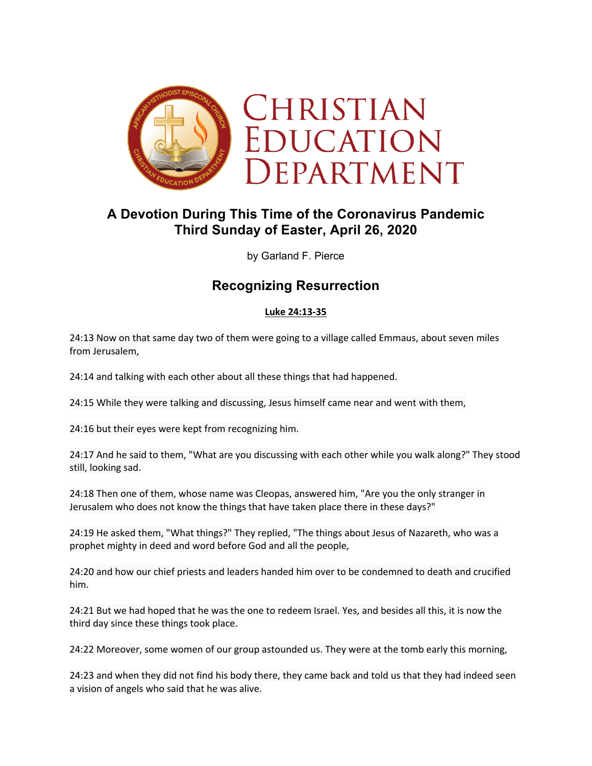# Christian Education Department

## A Devotion During This Time of the Coronavirus Pandemic
## Third Sunday of Easter, April 26, 2020

by Garland F. Pierce

## Recognizing Resurrection

**Luke 24:13-35**

24:13 Now on that same day two of them were going to a village called Emmaus, about seven miles from Jerusalem,

24:14 and talking with each other about all these things that had happened.

24:15 While they were talking and discussing, Jesus himself came near and went with them,

24:16 but their eyes were kept from recognizing him.

24:17 And he said to them, "What are you discussing with each other while you walk along?" They stood still, looking sad.

24:18 Then one of them, whose name was Cleopas, answered him, "Are you the only stranger in Jerusalem who does not know the things that have taken place there in these days?"

24:19 He asked them, "What things?" They replied, "The things about Jesus of Nazareth, who was a prophet mighty in deed and word before God and all the people,

24:20 and how our chief priests and leaders handed him over to be condemned to death and crucified him.

24:21 But we had hoped that he was the one to redeem Israel. Yes, and besides all this, it is now the third day since these things took place.

24:22 Moreover, some women of our group astounded us. They were at the tomb early this morning,

24:23 and when they did not find his body there, they came back and told us that they had indeed seen a vision of angels who said that he was alive.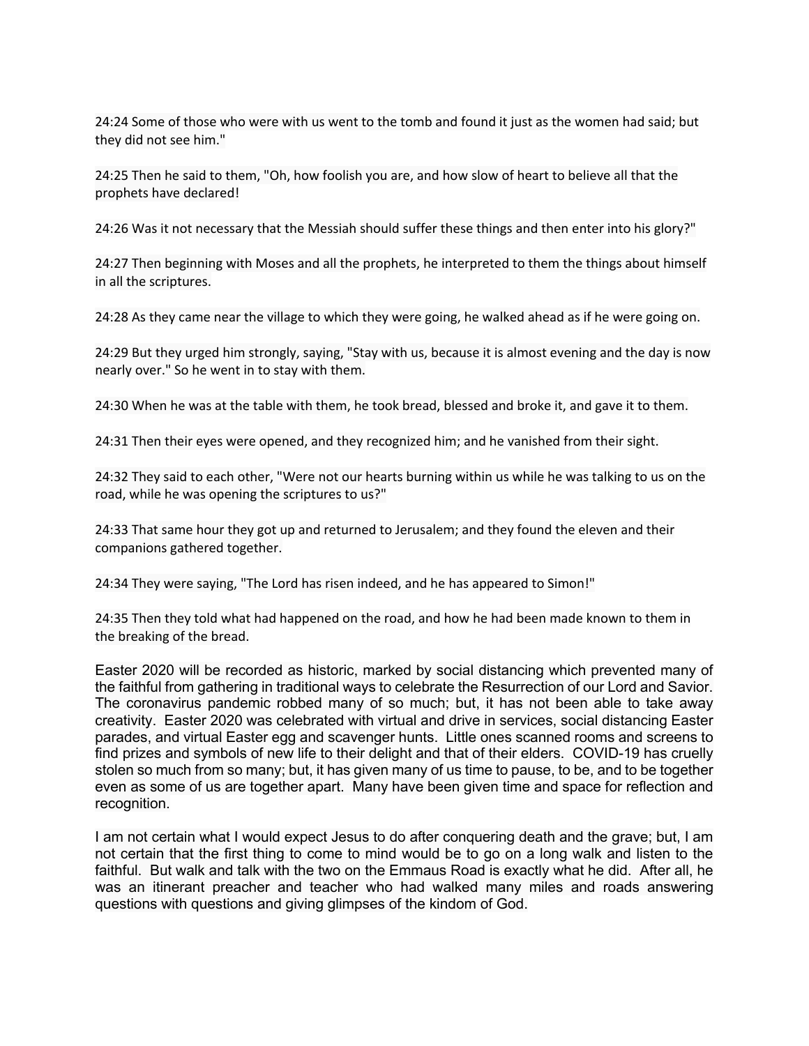24:24 Some of those who were with us went to the tomb and found it just as the women had said; but they did not see him."

24:25 Then he said to them, "Oh, how foolish you are, and how slow of heart to believe all that the prophets have declared!

24:26 Was it not necessary that the Messiah should suffer these things and then enter into his glory?"

24:27 Then beginning with Moses and all the prophets, he interpreted to them the things about himself in all the scriptures.

24:28 As they came near the village to which they were going, he walked ahead as if he were going on.

24:29 But they urged him strongly, saying, "Stay with us, because it is almost evening and the day is now nearly over." So he went in to stay with them.

24:30 When he was at the table with them, he took bread, blessed and broke it, and gave it to them.

24:31 Then their eyes were opened, and they recognized him; and he vanished from their sight.

24:32 They said to each other, "Were not our hearts burning within us while he was talking to us on the road, while he was opening the scriptures to us?"

24:33 That same hour they got up and returned to Jerusalem; and they found the eleven and their companions gathered together.

24:34 They were saying, "The Lord has risen indeed, and he has appeared to Simon!"

24:35 Then they told what had happened on the road, and how he had been made known to them in the breaking of the bread.

Easter 2020 will be recorded as historic, marked by social distancing which prevented many of the faithful from gathering in traditional ways to celebrate the Resurrection of our Lord and Savior. The coronavirus pandemic robbed many of so much; but, it has not been able to take away creativity. Easter 2020 was celebrated with virtual and drive in services, social distancing Easter parades, and virtual Easter egg and scavenger hunts. Little ones scanned rooms and screens to find prizes and symbols of new life to their delight and that of their elders. COVID-19 has cruelly stolen so much from so many; but, it has given many of us time to pause, to be, and to be together even as some of us are together apart. Many have been given time and space for reflection and recognition.

I am not certain what I would expect Jesus to do after conquering death and the grave; but, I am not certain that the first thing to come to mind would be to go on a long walk and listen to the faithful. But walk and talk with the two on the Emmaus Road is exactly what he did. After all, he was an itinerant preacher and teacher who had walked many miles and roads answering questions with questions and giving glimpses of the kindom of God.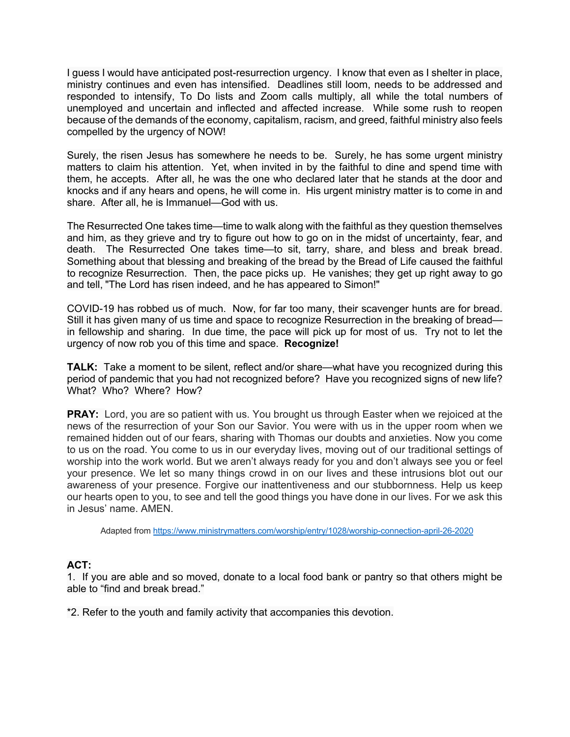I guess I would have anticipated post-resurrection urgency. I know that even as I shelter in place, ministry continues and even has intensified. Deadlines still loom, needs to be addressed and responded to intensify, To Do lists and Zoom calls multiply, all while the total numbers of unemployed and uncertain and inflected and affected increase. While some rush to reopen because of the demands of the economy, capitalism, racism, and greed, faithful ministry also feels compelled by the urgency of NOW!

Surely, the risen Jesus has somewhere he needs to be. Surely, he has some urgent ministry matters to claim his attention. Yet, when invited in by the faithful to dine and spend time with them, he accepts. After all, he was the one who declared later that he stands at the door and knocks and if any hears and opens, he will come in. His urgent ministry matter is to come in and share. After all, he is Immanuel—God with us.

The Resurrected One takes time—time to walk along with the faithful as they question themselves and him, as they grieve and try to figure out how to go on in the midst of uncertainty, fear, and death. The Resurrected One takes time—to sit, tarry, share, and bless and break bread. Something about that blessing and breaking of the bread by the Bread of Life caused the faithful to recognize Resurrection. Then, the pace picks up. He vanishes; they get up right away to go and tell, "The Lord has risen indeed, and he has appeared to Simon!"

COVID-19 has robbed us of much. Now, for far too many, their scavenger hunts are for bread. Still it has given many of us time and space to recognize Resurrection in the breaking of bread—in fellowship and sharing. In due time, the pace will pick up for most of us. Try not to let the urgency of now rob you of this time and space. **Recognize!**

**TALK:** Take a moment to be silent, reflect and/or share—what have you recognized during this period of pandemic that you had not recognized before? Have you recognized signs of new life? What? Who? Where? How?

**PRAY:** Lord, you are so patient with us. You brought us through Easter when we rejoiced at the news of the resurrection of your Son our Savior. You were with us in the upper room when we remained hidden out of our fears, sharing with Thomas our doubts and anxieties. Now you come to us on the road. You come to us in our everyday lives, moving out of our traditional settings of worship into the work world. But we aren't always ready for you and don't always see you or feel your presence. We let so many things crowd in on our lives and these intrusions blot out our awareness of your presence. Forgive our inattentiveness and our stubbornness. Help us keep our hearts open to you, to see and tell the good things you have done in our lives. For we ask this in Jesus' name. AMEN.

Adapted from [https://www.ministrymatters.com/worship/entry/1028/worship-connection-april-26-2020](https://www.ministrymatters.com/worship/entry/1028/worship-connection-april-26-2020)

**ACT:**

1. If you are able and so moved, donate to a local food bank or pantry so that others might be able to "find and break bread."

*2. Refer to the youth and family activity that accompanies this devotion.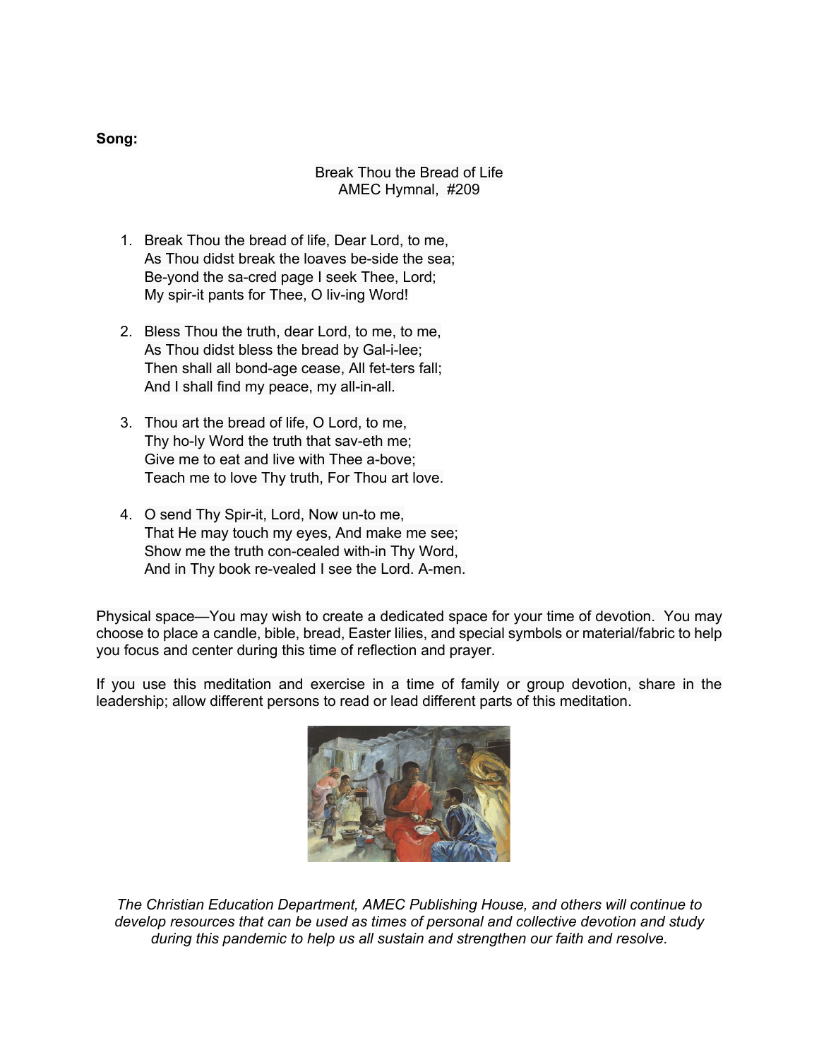**Song:**

Break Thou the Bread of Life
AMEC Hymnal, #209

1. Break Thou the bread of life, Dear Lord, to me,
   As Thou didst break the loaves be-side the sea;
   Be-yond the sa-cred page I seek Thee, Lord;
   My spir-it pants for Thee, O liv-ing Word!

2. Bless Thou the truth, dear Lord, to me, to me,
   As Thou didst bless the bread by Gal-i-lee;
   Then shall all bond-age cease, All fet-ters fall;
   And I shall find my peace, my all-in-all.

3. Thou art the bread of life, O Lord, to me,
   Thy ho-ly Word the truth that sav-eth me;
   Give me to eat and live with Thee a-bove;
   Teach me to love Thy truth, For Thou art love.

4. O send Thy Spir-it, Lord, Now un-to me,
   That He may touch my eyes, And make me see;
   Show me the truth con-cealed with-in Thy Word,
   And in Thy book re-vealed I see the Lord. A-men.

Physical space—You may wish to create a dedicated space for your time of devotion. You may choose to place a candle, bible, bread, Easter lilies, and special symbols or material/fabric to help you focus and center during this time of reflection and prayer.

If you use this meditation and exercise in a time of family or group devotion, share in the leadership; allow different persons to read or lead different parts of this meditation.

*The Christian Education Department, AMEC Publishing House, and others will continue to develop resources that can be used as times of personal and collective devotion and study during this pandemic to help us all sustain and strengthen our faith and resolve.*